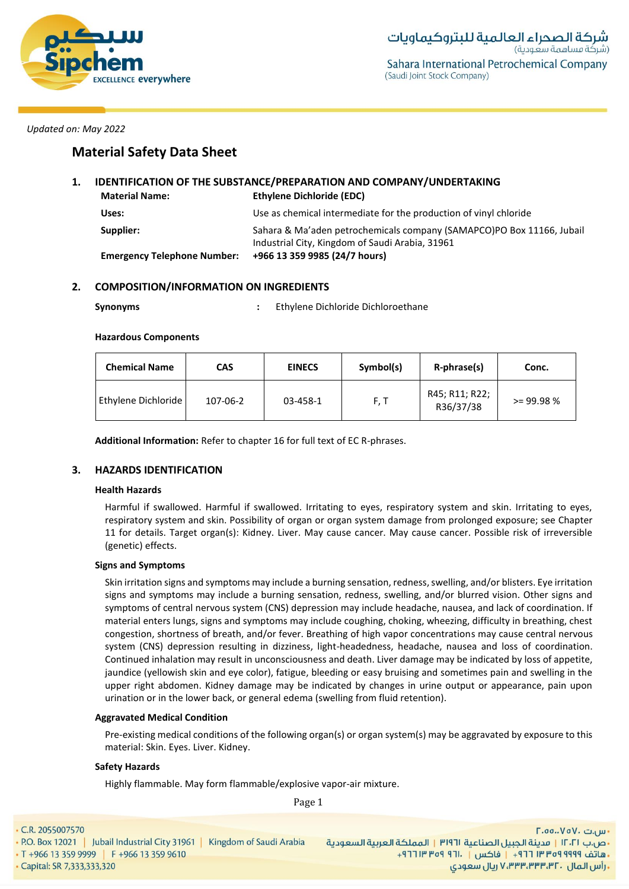*Updated on: May 2022*

# Material Safety Data Sheet

## 1. IDENTIFICATION OF THE SUBSTANCE/PREPARATION AND COMPANY/UNDERTAKING

**Material Name:** **Ethylene Dichloride (EDC)**

**Uses:** Use as chemical intermediate for the production of vinyl chloride

**Supplier:** Sahara & Ma'aden petrochemicals company (SAMAPCO)PO Box 11166, Jubail Industrial City, Kingdom of Saudi Arabia, 31961

**Emergency Telephone Number:** **+966 13 359 9985 (24/7 hours)**

## 2. COMPOSITION/INFORMATION ON INGREDIENTS

**Synonyms** : Ethylene Dichloride Dichloroethane

**Hazardous Components**

| Chemical Name | CAS | EINECS | Symbol(s) | R-phrase(s) | Conc. |
|---|---|---|---|---|---|
| Ethylene Dichloride | 107-06-2 | 03-458-1 | F, T | R45; R11; R22; R36/37/38 | >= 99.98 % |

**Additional Information:** Refer to chapter 16 for full text of EC R-phrases.

## 3. HAZARDS IDENTIFICATION

**Health Hazards**

Harmful if swallowed. Harmful if swallowed. Irritating to eyes, respiratory system and skin. Irritating to eyes, respiratory system and skin. Possibility of organ or organ system damage from prolonged exposure; see Chapter 11 for details. Target organ(s): Kidney. Liver. May cause cancer. May cause cancer. Possible risk of irreversible (genetic) effects.

**Signs and Symptoms**

Skin irritation signs and symptoms may include a burning sensation, redness, swelling, and/or blisters. Eye irritation signs and symptoms may include a burning sensation, redness, swelling, and/or blurred vision. Other signs and symptoms of central nervous system (CNS) depression may include headache, nausea, and lack of coordination. If material enters lungs, signs and symptoms may include coughing, choking, wheezing, difficulty in breathing, chest congestion, shortness of breath, and/or fever. Breathing of high vapor concentrations may cause central nervous system (CNS) depression resulting in dizziness, light-headedness, headache, nausea and loss of coordination. Continued inhalation may result in unconsciousness and death. Liver damage may be indicated by loss of appetite, jaundice (yellowish skin and eye color), fatigue, bleeding or easy bruising and sometimes pain and swelling in the upper right abdomen. Kidney damage may be indicated by changes in urine output or appearance, pain upon urination or in the lower back, or general edema (swelling from fluid retention).

**Aggravated Medical Condition**

Pre-existing medical conditions of the following organ(s) or organ system(s) may be aggravated by exposure to this material: Skin. Eyes. Liver. Kidney.

**Safety Hazards**

Highly flammable. May form flammable/explosive vapor-air mixture.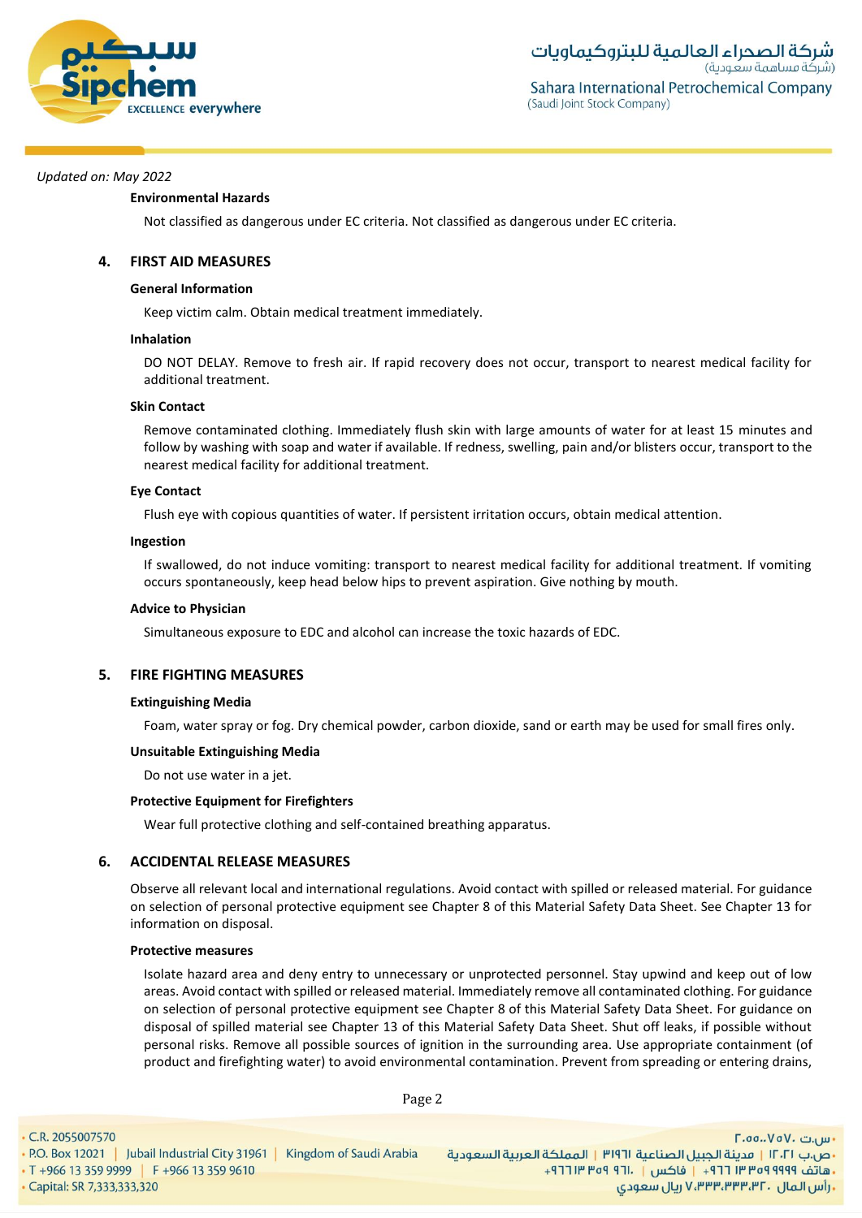*Updated on: May 2022*

### Environmental Hazards

Not classified as dangerous under EC criteria. Not classified as dangerous under EC criteria.

## 4. FIRST AID MEASURES

### General Information

Keep victim calm. Obtain medical treatment immediately.

### Inhalation

DO NOT DELAY. Remove to fresh air. If rapid recovery does not occur, transport to nearest medical facility for additional treatment.

### Skin Contact

Remove contaminated clothing. Immediately flush skin with large amounts of water for at least 15 minutes and follow by washing with soap and water if available. If redness, swelling, pain and/or blisters occur, transport to the nearest medical facility for additional treatment.

### Eye Contact

Flush eye with copious quantities of water. If persistent irritation occurs, obtain medical attention.

### Ingestion

If swallowed, do not induce vomiting: transport to nearest medical facility for additional treatment. If vomiting occurs spontaneously, keep head below hips to prevent aspiration. Give nothing by mouth.

### Advice to Physician

Simultaneous exposure to EDC and alcohol can increase the toxic hazards of EDC.

## 5. FIRE FIGHTING MEASURES

### Extinguishing Media

Foam, water spray or fog. Dry chemical powder, carbon dioxide, sand or earth may be used for small fires only.

### Unsuitable Extinguishing Media

Do not use water in a jet.

### Protective Equipment for Firefighters

Wear full protective clothing and self-contained breathing apparatus.

## 6. ACCIDENTAL RELEASE MEASURES

Observe all relevant local and international regulations. Avoid contact with spilled or released material. For guidance on selection of personal protective equipment see Chapter 8 of this Material Safety Data Sheet. See Chapter 13 for information on disposal.

### Protective measures

Isolate hazard area and deny entry to unnecessary or unprotected personnel. Stay upwind and keep out of low areas. Avoid contact with spilled or released material. Immediately remove all contaminated clothing. For guidance on selection of personal protective equipment see Chapter 8 of this Material Safety Data Sheet. For guidance on disposal of spilled material see Chapter 13 of this Material Safety Data Sheet. Shut off leaks, if possible without personal risks. Remove all possible sources of ignition in the surrounding area. Use appropriate containment (of product and firefighting water) to avoid environmental contamination. Prevent from spreading or entering drains,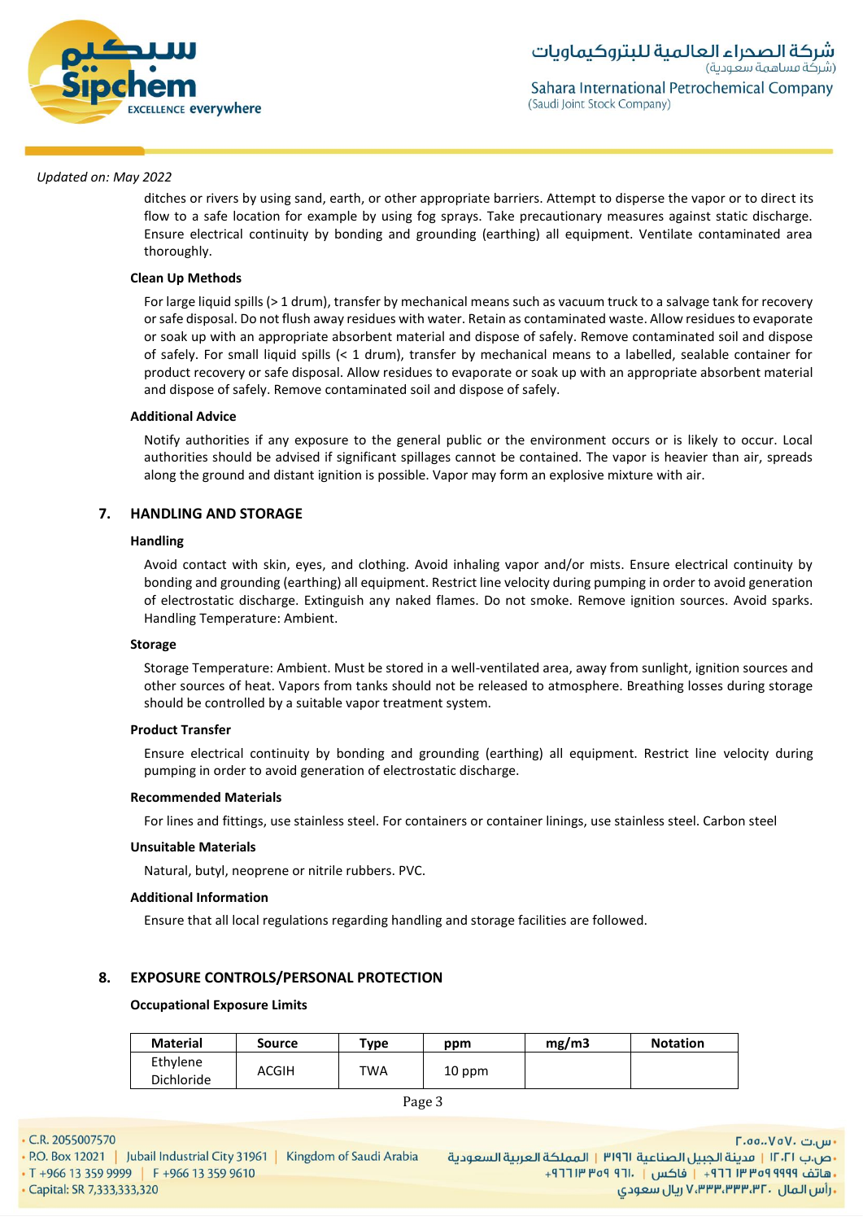*Updated on: May 2022*

ditches or rivers by using sand, earth, or other appropriate barriers. Attempt to disperse the vapor or to direct its flow to a safe location for example by using fog sprays. Take precautionary measures against static discharge. Ensure electrical continuity by bonding and grounding (earthing) all equipment. Ventilate contaminated area thoroughly.

**Clean Up Methods**

For large liquid spills (> 1 drum), transfer by mechanical means such as vacuum truck to a salvage tank for recovery or safe disposal. Do not flush away residues with water. Retain as contaminated waste. Allow residues to evaporate or soak up with an appropriate absorbent material and dispose of safely. Remove contaminated soil and dispose of safely. For small liquid spills (< 1 drum), transfer by mechanical means to a labelled, sealable container for product recovery or safe disposal. Allow residues to evaporate or soak up with an appropriate absorbent material and dispose of safely. Remove contaminated soil and dispose of safely.

**Additional Advice**

Notify authorities if any exposure to the general public or the environment occurs or is likely to occur. Local authorities should be advised if significant spillages cannot be contained. The vapor is heavier than air, spreads along the ground and distant ignition is possible. Vapor may form an explosive mixture with air.

## 7. HANDLING AND STORAGE

**Handling**

Avoid contact with skin, eyes, and clothing. Avoid inhaling vapor and/or mists. Ensure electrical continuity by bonding and grounding (earthing) all equipment. Restrict line velocity during pumping in order to avoid generation of electrostatic discharge. Extinguish any naked flames. Do not smoke. Remove ignition sources. Avoid sparks. Handling Temperature: Ambient.

**Storage**

Storage Temperature: Ambient. Must be stored in a well-ventilated area, away from sunlight, ignition sources and other sources of heat. Vapors from tanks should not be released to atmosphere. Breathing losses during storage should be controlled by a suitable vapor treatment system.

**Product Transfer**

Ensure electrical continuity by bonding and grounding (earthing) all equipment. Restrict line velocity during pumping in order to avoid generation of electrostatic discharge.

**Recommended Materials**

For lines and fittings, use stainless steel. For containers or container linings, use stainless steel. Carbon steel

**Unsuitable Materials**

Natural, butyl, neoprene or nitrile rubbers. PVC.

**Additional Information**

Ensure that all local regulations regarding handling and storage facilities are followed.

## 8. EXPOSURE CONTROLS/PERSONAL PROTECTION

**Occupational Exposure Limits**

| Material | Source | Type | ppm | mg/m3 | Notation |
|---|---|---|---|---|---|
| Ethylene Dichloride | ACGIH | TWA | 10 ppm | | |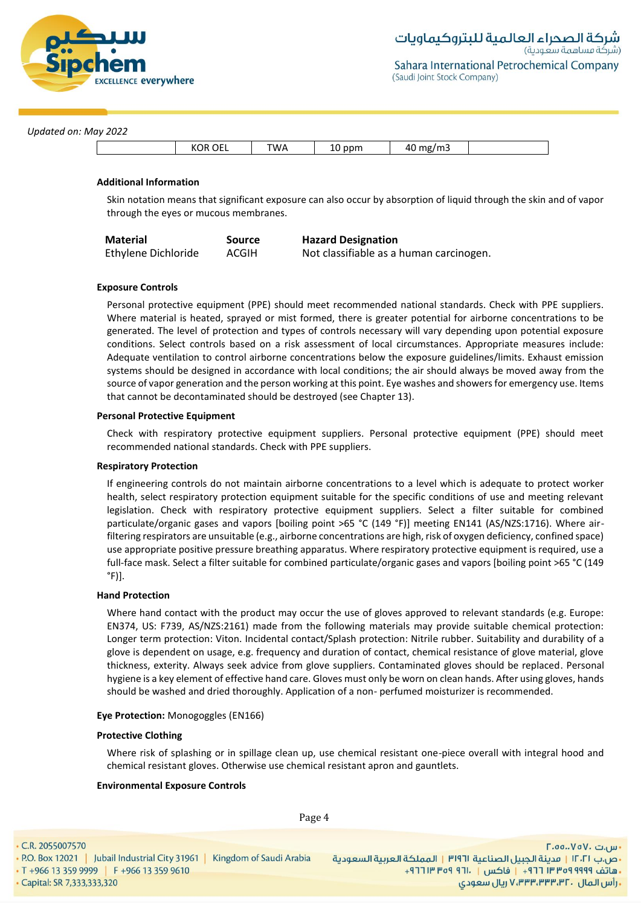*Updated on: May 2022*

| | KOR OEL | TWA | 10 ppm | 40 mg/m3 | |
|---|---|---|---|---|---|

**Additional Information**

Skin notation means that significant exposure can also occur by absorption of liquid through the skin and of vapor through the eyes or mucous membranes.

| Material | Source | Hazard Designation |
|---|---|---|
| Ethylene Dichloride | ACGIH | Not classifiable as a human carcinogen. |

**Exposure Controls**

Personal protective equipment (PPE) should meet recommended national standards. Check with PPE suppliers. Where material is heated, sprayed or mist formed, there is greater potential for airborne concentrations to be generated. The level of protection and types of controls necessary will vary depending upon potential exposure conditions. Select controls based on a risk assessment of local circumstances. Appropriate measures include: Adequate ventilation to control airborne concentrations below the exposure guidelines/limits. Exhaust emission systems should be designed in accordance with local conditions; the air should always be moved away from the source of vapor generation and the person working at this point. Eye washes and showers for emergency use. Items that cannot be decontaminated should be destroyed (see Chapter 13).

**Personal Protective Equipment**

Check with respiratory protective equipment suppliers. Personal protective equipment (PPE) should meet recommended national standards. Check with PPE suppliers.

**Respiratory Protection**

If engineering controls do not maintain airborne concentrations to a level which is adequate to protect worker health, select respiratory protection equipment suitable for the specific conditions of use and meeting relevant legislation. Check with respiratory protective equipment suppliers. Select a filter suitable for combined particulate/organic gases and vapors [boiling point >65 °C (149 °F)] meeting EN141 (AS/NZS:1716). Where air-filtering respirators are unsuitable (e.g., airborne concentrations are high, risk of oxygen deficiency, confined space) use appropriate positive pressure breathing apparatus. Where respiratory protective equipment is required, use a full-face mask. Select a filter suitable for combined particulate/organic gases and vapors [boiling point >65 °C (149 °F)].

**Hand Protection**

Where hand contact with the product may occur the use of gloves approved to relevant standards (e.g. Europe: EN374, US: F739, AS/NZS:2161) made from the following materials may provide suitable chemical protection: Longer term protection: Viton. Incidental contact/Splash protection: Nitrile rubber. Suitability and durability of a glove is dependent on usage, e.g. frequency and duration of contact, chemical resistance of glove material, glove thickness, exterity. Always seek advice from glove suppliers. Contaminated gloves should be replaced. Personal hygiene is a key element of effective hand care. Gloves must only be worn on clean hands. After using gloves, hands should be washed and dried thoroughly. Application of a non- perfumed moisturizer is recommended.

**Eye Protection:** Monogoggles (EN166)

**Protective Clothing**

Where risk of splashing or in spillage clean up, use chemical resistant one-piece overall with integral hood and chemical resistant gloves. Otherwise use chemical resistant apron and gauntlets.

**Environmental Exposure Controls**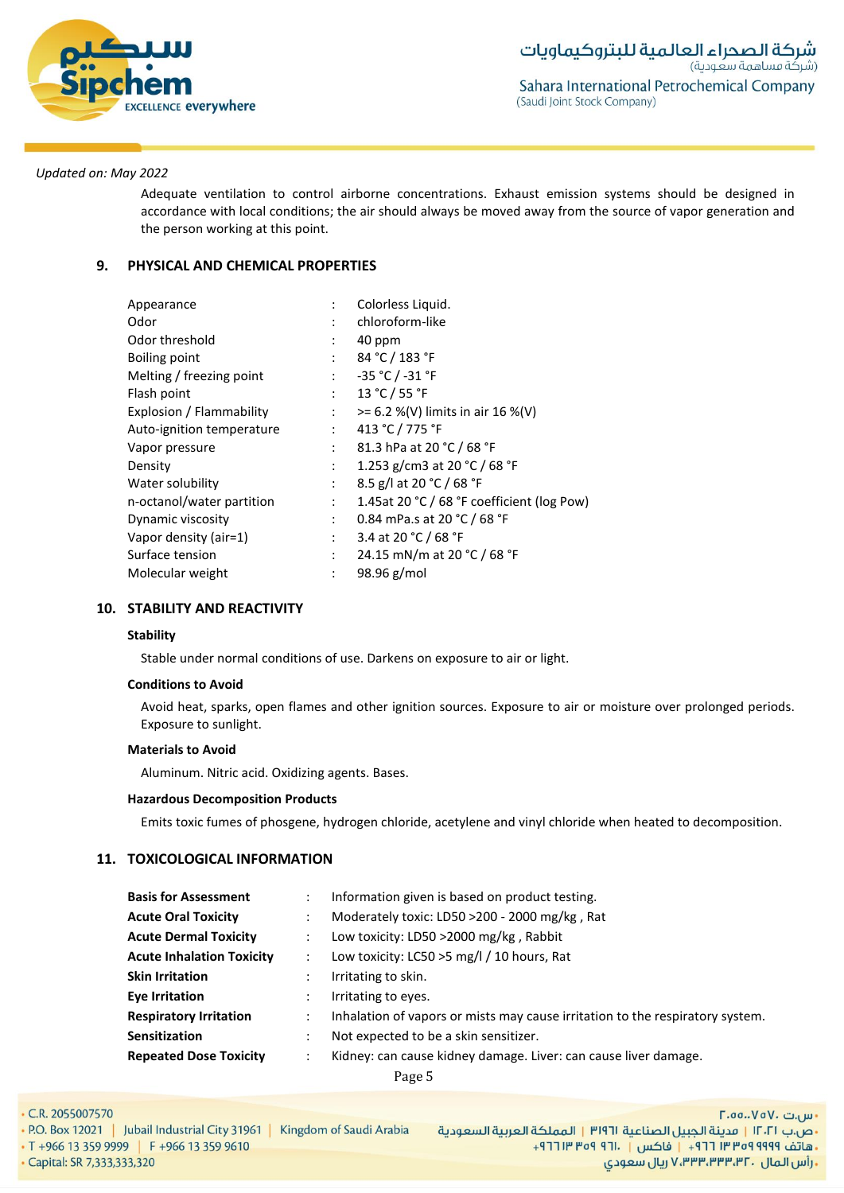*Updated on: May 2022*

Adequate ventilation to control airborne concentrations. Exhaust emission systems should be designed in accordance with local conditions; the air should always be moved away from the source of vapor generation and the person working at this point.

## 9. PHYSICAL AND CHEMICAL PROPERTIES

| | | |
|---|---|---|
| Appearance | : | Colorless Liquid. |
| Odor | : | chloroform-like |
| Odor threshold | : | 40 ppm |
| Boiling point | : | 84 °C / 183 °F |
| Melting / freezing point | : | -35 °C / -31 °F |
| Flash point | : | 13 °C / 55 °F |
| Explosion / Flammability | : | >= 6.2 %(V) limits in air 16 %(V) |
| Auto-ignition temperature | : | 413 °C / 775 °F |
| Vapor pressure | : | 81.3 hPa at 20 °C / 68 °F |
| Density | : | 1.253 g/cm3 at 20 °C / 68 °F |
| Water solubility | : | 8.5 g/l at 20 °C / 68 °F |
| n-octanol/water partition | : | 1.45at 20 °C / 68 °F coefficient (log Pow) |
| Dynamic viscosity | : | 0.84 mPa.s at 20 °C / 68 °F |
| Vapor density (air=1) | : | 3.4 at 20 °C / 68 °F |
| Surface tension | : | 24.15 mN/m at 20 °C / 68 °F |
| Molecular weight | : | 98.96 g/mol |

## 10. STABILITY AND REACTIVITY

**Stability**

Stable under normal conditions of use. Darkens on exposure to air or light.

**Conditions to Avoid**

Avoid heat, sparks, open flames and other ignition sources. Exposure to air or moisture over prolonged periods. Exposure to sunlight.

**Materials to Avoid**

Aluminum. Nitric acid. Oxidizing agents. Bases.

**Hazardous Decomposition Products**

Emits toxic fumes of phosgene, hydrogen chloride, acetylene and vinyl chloride when heated to decomposition.

## 11. TOXICOLOGICAL INFORMATION

| | | |
|---|---|---|
| **Basis for Assessment** | : | Information given is based on product testing. |
| **Acute Oral Toxicity** | : | Moderately toxic: LD50 >200 - 2000 mg/kg , Rat |
| **Acute Dermal Toxicity** | : | Low toxicity: LD50 >2000 mg/kg , Rabbit |
| **Acute Inhalation Toxicity** | : | Low toxicity: LC50 >5 mg/l / 10 hours, Rat |
| **Skin Irritation** | : | Irritating to skin. |
| **Eye Irritation** | : | Irritating to eyes. |
| **Respiratory Irritation** | : | Inhalation of vapors or mists may cause irritation to the respiratory system. |
| **Sensitization** | : | Not expected to be a skin sensitizer. |
| **Repeated Dose Toxicity** | : | Kidney: can cause kidney damage. Liver: can cause liver damage. |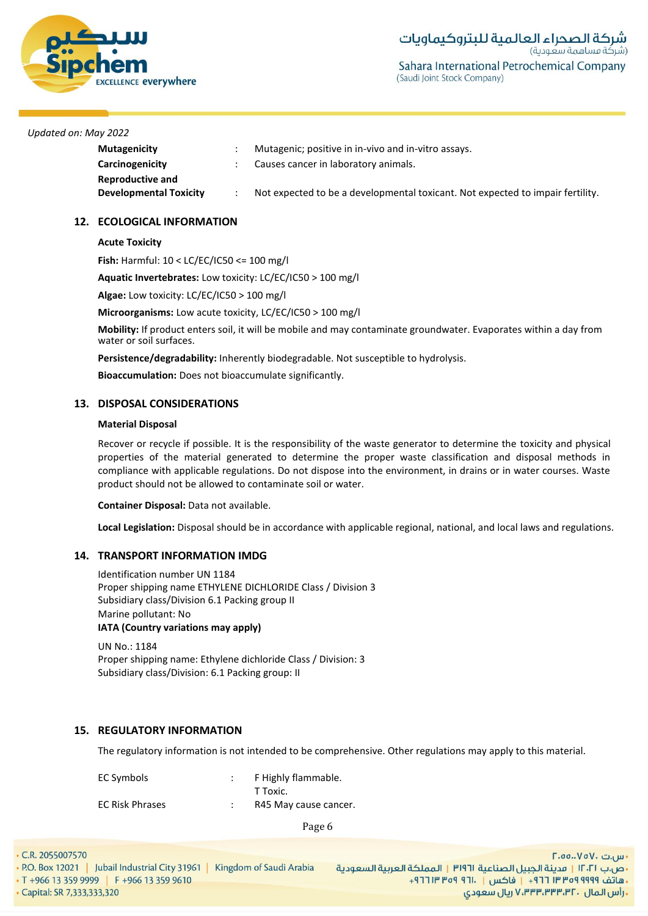*Updated on: May 2022*

| | | |
|---|---|---|
| **Mutagenicity** | : | Mutagenic; positive in in-vivo and in-vitro assays. |
| **Carcinogenicity** | : | Causes cancer in laboratory animals. |
| **Reproductive and Developmental Toxicity** | : | Not expected to be a developmental toxicant. Not expected to impair fertility. |

## 12. ECOLOGICAL INFORMATION

**Acute Toxicity**

**Fish:** Harmful: 10 < LC/EC/IC50 <= 100 mg/l

**Aquatic Invertebrates:** Low toxicity: LC/EC/IC50 > 100 mg/l

**Algae:** Low toxicity: LC/EC/IC50 > 100 mg/l

**Microorganisms:** Low acute toxicity, LC/EC/IC50 > 100 mg/l

**Mobility:** If product enters soil, it will be mobile and may contaminate groundwater. Evaporates within a day from water or soil surfaces.

**Persistence/degradability:** Inherently biodegradable. Not susceptible to hydrolysis.

**Bioaccumulation:** Does not bioaccumulate significantly.

## 13. DISPOSAL CONSIDERATIONS

**Material Disposal**

Recover or recycle if possible. It is the responsibility of the waste generator to determine the toxicity and physical properties of the material generated to determine the proper waste classification and disposal methods in compliance with applicable regulations. Do not dispose into the environment, in drains or in water courses. Waste product should not be allowed to contaminate soil or water.

**Container Disposal:** Data not available.

**Local Legislation:** Disposal should be in accordance with applicable regional, national, and local laws and regulations.

## 14. TRANSPORT INFORMATION IMDG

Identification number UN 1184
Proper shipping name ETHYLENE DICHLORIDE Class / Division 3
Subsidiary class/Division 6.1 Packing group II
Marine pollutant: No

**IATA (Country variations may apply)**

UN No.: 1184
Proper shipping name: Ethylene dichloride Class / Division: 3
Subsidiary class/Division: 6.1 Packing group: II

## 15. REGULATORY INFORMATION

The regulatory information is not intended to be comprehensive. Other regulations may apply to this material.

| | | |
|---|---|---|
| EC Symbols | : | F Highly flammable.<br>T Toxic. |
| EC Risk Phrases | : | R45 May cause cancer. |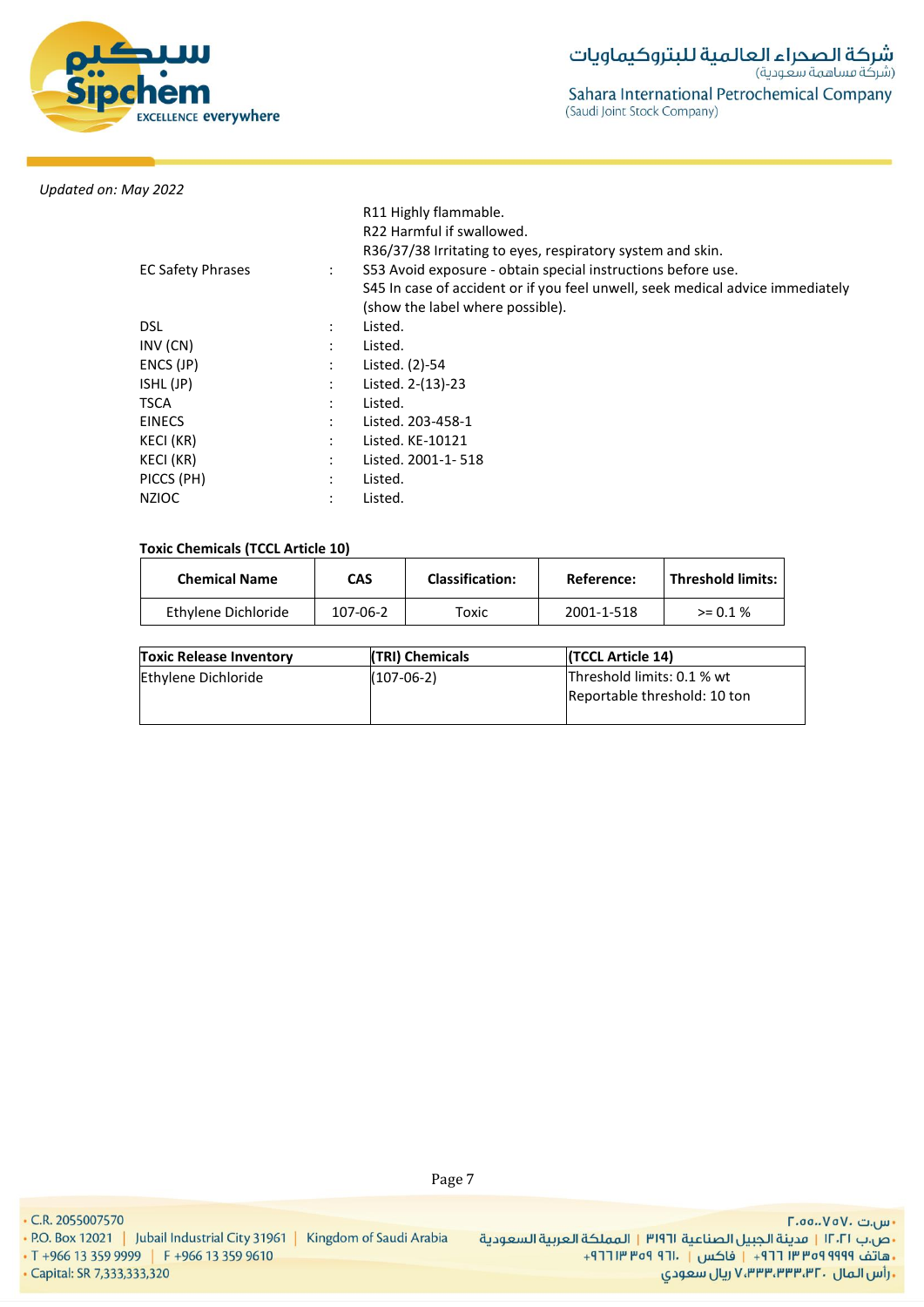*Updated on: May 2022*

| | | |
|---|---|---|
| EC Safety Phrases | : | R11 Highly flammable.<br>R22 Harmful if swallowed.<br>R36/37/38 Irritating to eyes, respiratory system and skin.<br>S53 Avoid exposure - obtain special instructions before use.<br>S45 In case of accident or if you feel unwell, seek medical advice immediately (show the label where possible). |
| DSL | : | Listed. |
| INV (CN) | : | Listed. |
| ENCS (JP) | : | Listed. (2)-54 |
| ISHL (JP) | : | Listed. 2-(13)-23 |
| TSCA | : | Listed. |
| EINECS | : | Listed. 203-458-1 |
| KECI (KR) | : | Listed. KE-10121 |
| KECI (KR) | : | Listed. 2001-1- 518 |
| PICCS (PH) | : | Listed. |
| NZIOC | : | Listed. |

**Toxic Chemicals (TCCL Article 10)**

| Chemical Name | CAS | Classification: | Reference: | Threshold limits: |
|---|---|---|---|---|
| Ethylene Dichloride | 107-06-2 | Toxic | 2001-1-518 | >= 0.1 % |

| Toxic Release Inventory | (TRI) Chemicals | (TCCL Article 14) |
|---|---|---|
| Ethylene Dichloride | (107-06-2) | Threshold limits: 0.1 % wt<br>Reportable threshold: 10 ton |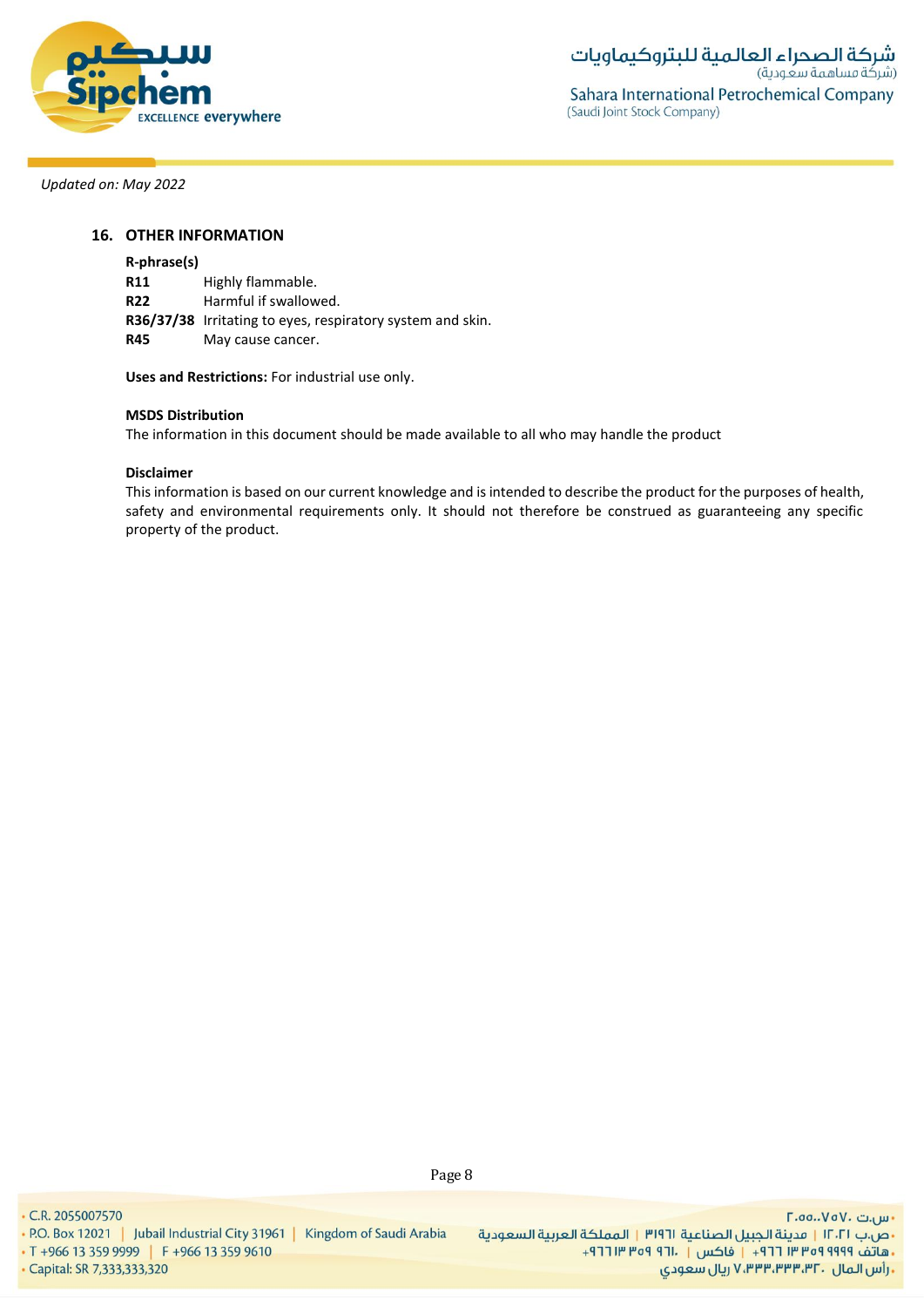*Updated on: May 2022*

## 16. OTHER INFORMATION

**R-phrase(s)**

| | |
|---|---|
| **R11** | Highly flammable. |
| **R22** | Harmful if swallowed. |
| **R36/37/38** | Irritating to eyes, respiratory system and skin. |
| **R45** | May cause cancer. |

**Uses and Restrictions:** For industrial use only.

**MSDS Distribution**

The information in this document should be made available to all who may handle the product

**Disclaimer**

This information is based on our current knowledge and is intended to describe the product for the purposes of health, safety and environmental requirements only. It should not therefore be construed as guaranteeing any specific property of the product.